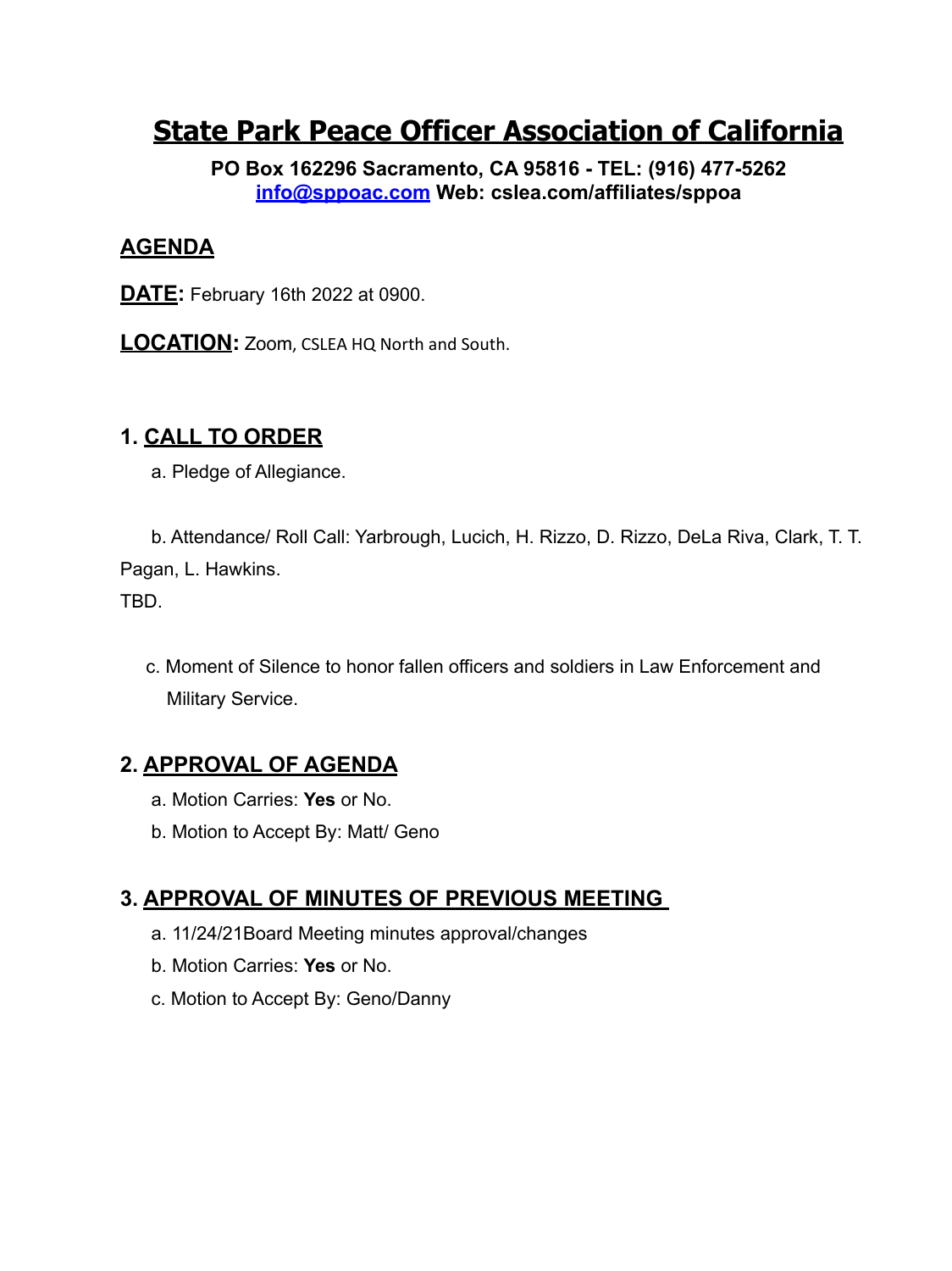# State Park Peace Officer Association of California

**PO Box 162296 Sacramento, CA 95816 - TEL: (916) 477-5262**
**[info@sppoac.com](mailto:info@sppoac.com) Web: cslea.com/affiliates/sppoa**

## AGENDA

**DATE:** February 16th 2022 at 0900.

**LOCATION:** Zoom, CSLEA HQ North and South.

## 1. CALL TO ORDER

a. Pledge of Allegiance.

b. Attendance/ Roll Call: Yarbrough, Lucich, H. Rizzo, D. Rizzo, DeLa Riva, Clark, T. T. Pagan, L. Hawkins.
TBD.

c. Moment of Silence to honor fallen officers and soldiers in Law Enforcement and Military Service.

## 2. APPROVAL OF AGENDA

a. Motion Carries: **Yes** or No.
b. Motion to Accept By: Matt/ Geno

## 3. APPROVAL OF MINUTES OF PREVIOUS MEETING

a. 11/24/21Board Meeting minutes approval/changes
b. Motion Carries: **Yes** or No.
c. Motion to Accept By: Geno/Danny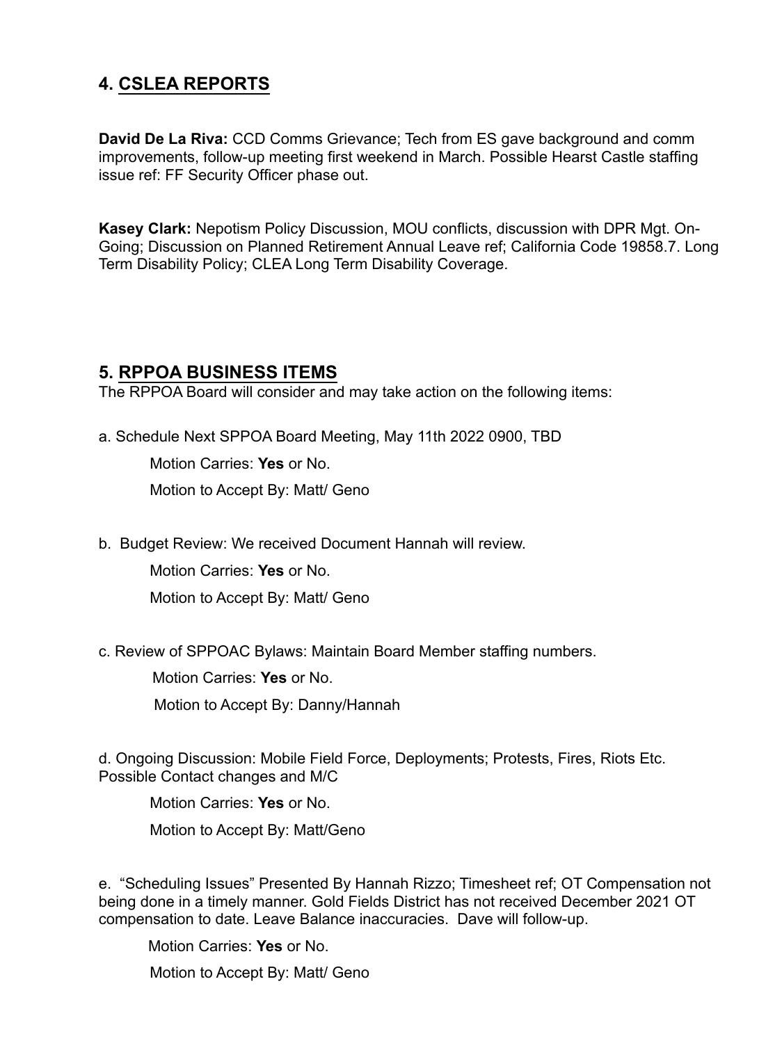## 4. CSLEA REPORTS

**David De La Riva:** CCD Comms Grievance; Tech from ES gave background and comm improvements, follow-up meeting first weekend in March. Possible Hearst Castle staffing issue ref: FF Security Officer phase out.

**Kasey Clark:** Nepotism Policy Discussion, MOU conflicts, discussion with DPR Mgt. On-Going; Discussion on Planned Retirement Annual Leave ref; California Code 19858.7. Long Term Disability Policy; CLEA Long Term Disability Coverage.

## 5. RPPOA BUSINESS ITEMS

The RPPOA Board will consider and may take action on the following items:

a. Schedule Next SPPOA Board Meeting, May 11th 2022 0900, TBD

Motion Carries: **Yes** or No.

Motion to Accept By: Matt/ Geno

b. Budget Review: We received Document Hannah will review.

Motion Carries: **Yes** or No.

Motion to Accept By: Matt/ Geno

c. Review of SPPOAC Bylaws: Maintain Board Member staffing numbers.

Motion Carries: **Yes** or No.

Motion to Accept By: Danny/Hannah

d. Ongoing Discussion: Mobile Field Force, Deployments; Protests, Fires, Riots Etc. Possible Contact changes and M/C

Motion Carries: **Yes** or No.

Motion to Accept By: Matt/Geno

e. "Scheduling Issues" Presented By Hannah Rizzo; Timesheet ref; OT Compensation not being done in a timely manner. Gold Fields District has not received December 2021 OT compensation to date. Leave Balance inaccuracies. Dave will follow-up.

Motion Carries: **Yes** or No.

Motion to Accept By: Matt/ Geno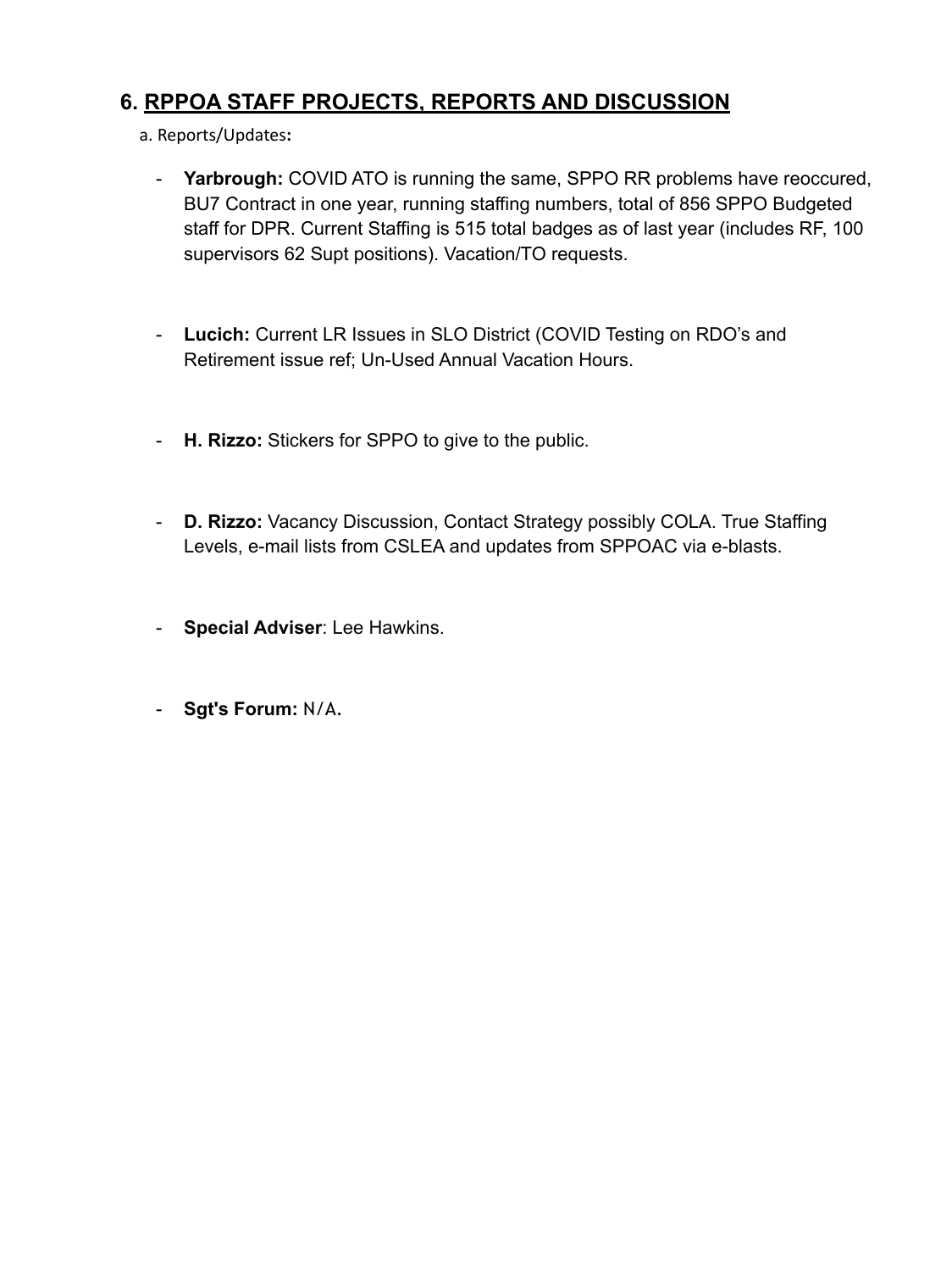## 6. <u>RPPOA STAFF PROJECTS, REPORTS AND DISCUSSION</u>

a. Reports/Updates**:**

- **Yarbrough:** COVID ATO is running the same, SPPO RR problems have reoccured, BU7 Contract in one year, running staffing numbers, total of 856 SPPO Budgeted staff for DPR. Current Staffing is 515 total badges as of last year (includes RF, 100 supervisors 62 Supt positions). Vacation/TO requests.

- **Lucich:** Current LR Issues in SLO District (COVID Testing on RDO's and Retirement issue ref; Un-Used Annual Vacation Hours.

- **H. Rizzo:** Stickers for SPPO to give to the public.

- **D. Rizzo:** Vacancy Discussion, Contact Strategy possibly COLA. True Staffing Levels, e-mail lists from CSLEA and updates from SPPOAC via e-blasts.

- **Special Adviser**: Lee Hawkins.

- **Sgt's Forum:** N/A.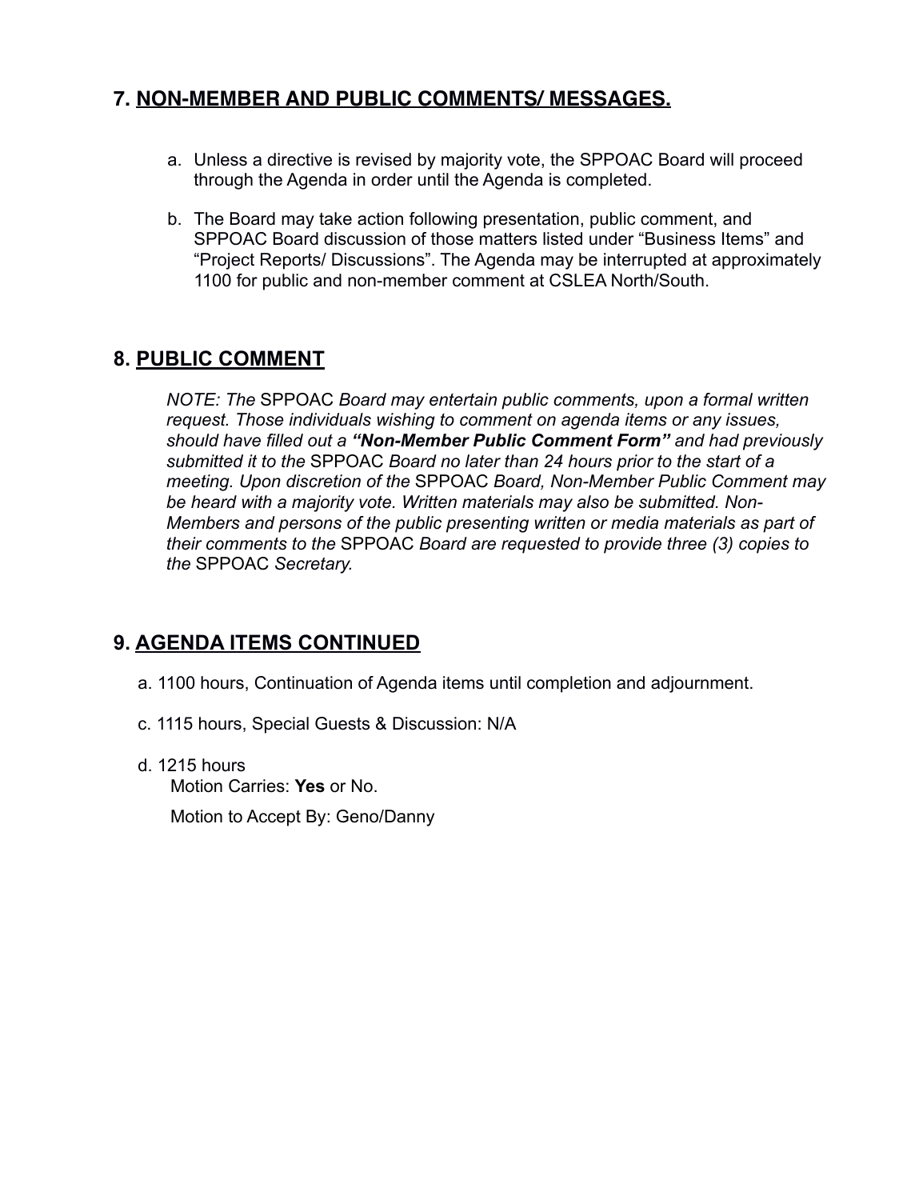## 7. <u>NON-MEMBER AND PUBLIC COMMENTS/ MESSAGES.</u>

a. Unless a directive is revised by majority vote, the SPPOAC Board will proceed through the Agenda in order until the Agenda is completed.

b. The Board may take action following presentation, public comment, and SPPOAC Board discussion of those matters listed under "Business Items" and "Project Reports/ Discussions". The Agenda may be interrupted at approximately 1100 for public and non-member comment at CSLEA North/South.

## 8. <u>PUBLIC COMMENT</u>

*NOTE: The* SPPOAC *Board may entertain public comments, upon a formal written request. Those individuals wishing to comment on agenda items or any issues, should have filled out a **"Non-Member Public Comment Form"** and had previously submitted it to the* SPPOAC *Board no later than 24 hours prior to the start of a meeting. Upon discretion of the* SPPOAC *Board, Non-Member Public Comment may be heard with a majority vote. Written materials may also be submitted. Non-Members and persons of the public presenting written or media materials as part of their comments to the* SPPOAC *Board are requested to provide three (3) copies to the* SPPOAC *Secretary.*

## 9. <u>AGENDA ITEMS CONTINUED</u>

a. 1100 hours, Continuation of Agenda items until completion and adjournment.

c. 1115 hours, Special Guests & Discussion: N/A

d. 1215 hours

Motion Carries: **Yes** or No.

Motion to Accept By: Geno/Danny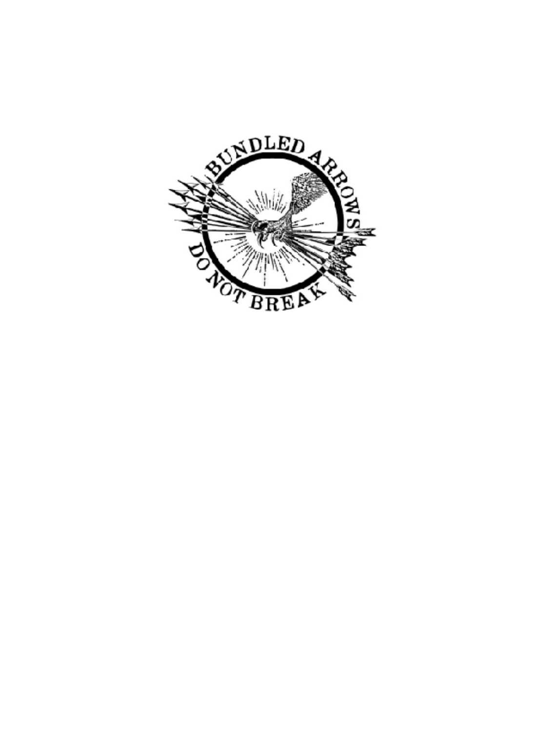BUNDLED ARROWS

DO NOT BREAK